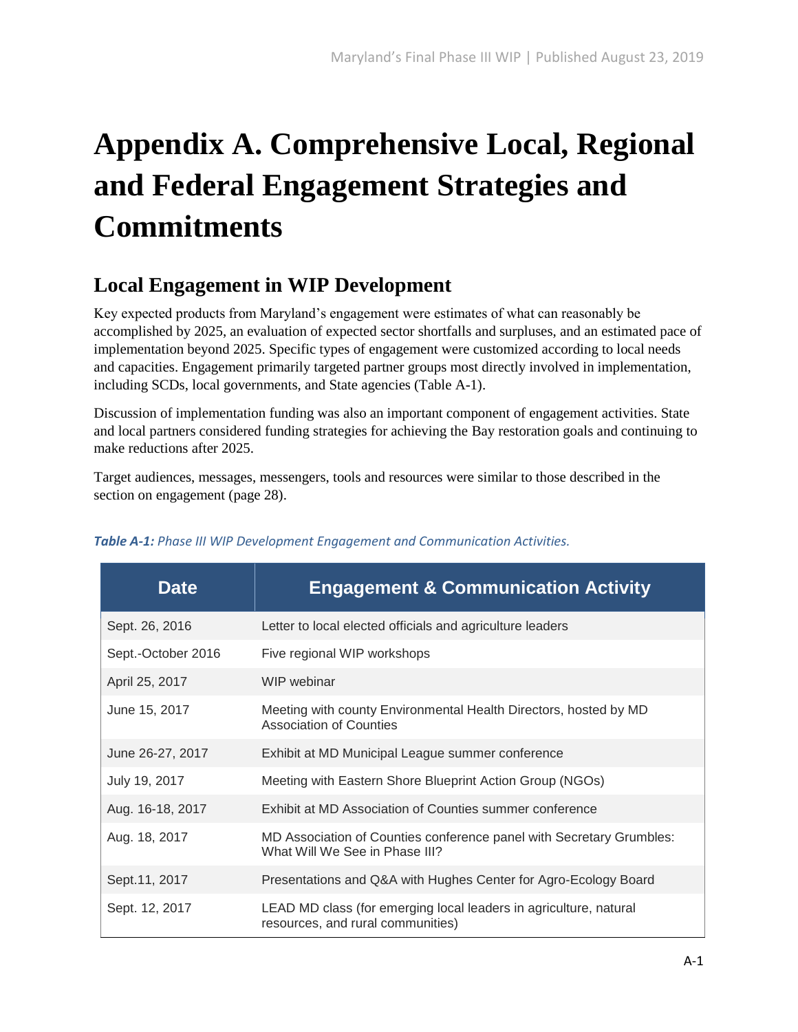# Appendix A. Comprehensive Local, Regional and Federal Engagement Strategies and Commitments

## Local Engagement in WIP Development

Key expected products from Maryland's engagement were estimates of what can reasonably be accomplished by 2025, an evaluation of expected sector shortfalls and surpluses, and an estimated pace of implementation beyond 2025. Specific types of engagement were customized according to local needs and capacities. Engagement primarily targeted partner groups most directly involved in implementation, including SCDs, local governments, and State agencies (Table A-1).

Discussion of implementation funding was also an important component of engagement activities. State and local partners considered funding strategies for achieving the Bay restoration goals and continuing to make reductions after 2025.

Target audiences, messages, messengers, tools and resources were similar to those described in the section on engagement (page 28).

***Table A-1:*** *Phase III WIP Development Engagement and Communication Activities.*

| Date | Engagement & Communication Activity |
|---|---|
| Sept. 26, 2016 | Letter to local elected officials and agriculture leaders |
| Sept.-October 2016 | Five regional WIP workshops |
| April 25, 2017 | WIP webinar |
| June 15, 2017 | Meeting with county Environmental Health Directors, hosted by MD Association of Counties |
| June 26-27, 2017 | Exhibit at MD Municipal League summer conference |
| July 19, 2017 | Meeting with Eastern Shore Blueprint Action Group (NGOs) |
| Aug. 16-18, 2017 | Exhibit at MD Association of Counties summer conference |
| Aug. 18, 2017 | MD Association of Counties conference panel with Secretary Grumbles: What Will We See in Phase III? |
| Sept.11, 2017 | Presentations and Q&A with Hughes Center for Agro-Ecology Board |
| Sept. 12, 2017 | LEAD MD class (for emerging local leaders in agriculture, natural resources, and rural communities) |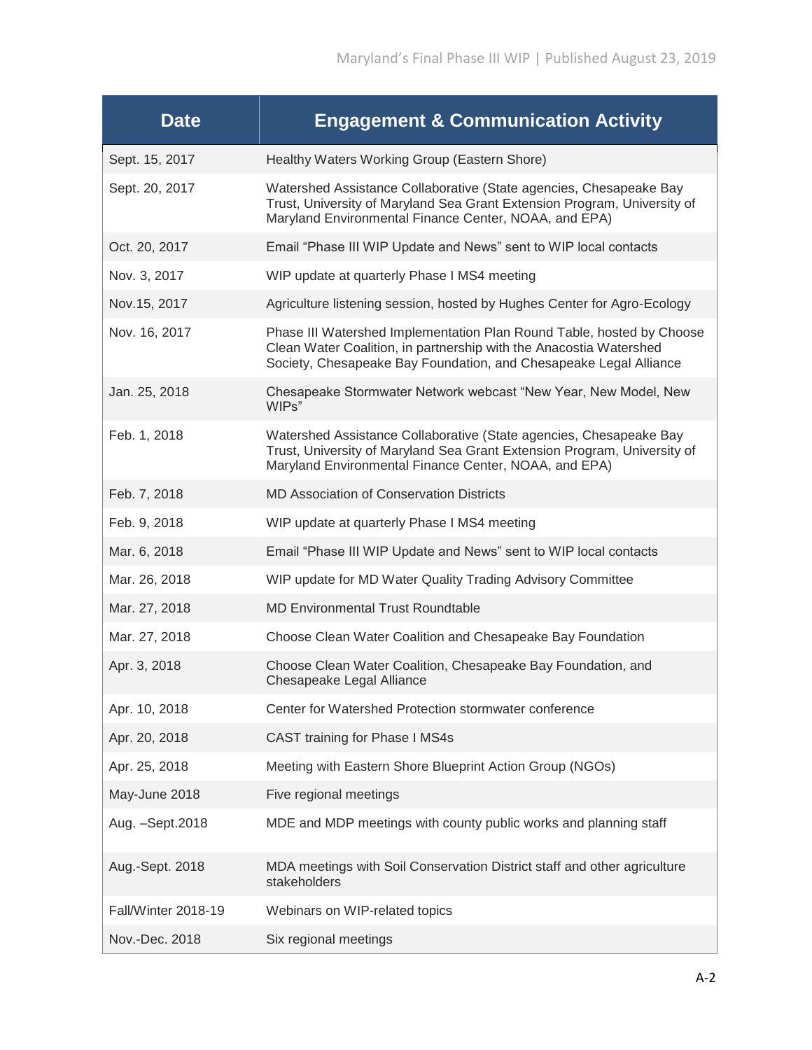| Date | Engagement & Communication Activity |
| --- | --- |
| Sept. 15, 2017 | Healthy Waters Working Group (Eastern Shore) |
| Sept. 20, 2017 | Watershed Assistance Collaborative (State agencies, Chesapeake Bay Trust, University of Maryland Sea Grant Extension Program, University of Maryland Environmental Finance Center, NOAA, and EPA) |
| Oct. 20, 2017 | Email “Phase III WIP Update and News” sent to WIP local contacts |
| Nov. 3, 2017 | WIP update at quarterly Phase I MS4 meeting |
| Nov.15, 2017 | Agriculture listening session, hosted by Hughes Center for Agro-Ecology |
| Nov. 16, 2017 | Phase III Watershed Implementation Plan Round Table, hosted by Choose Clean Water Coalition, in partnership with the Anacostia Watershed Society, Chesapeake Bay Foundation, and Chesapeake Legal Alliance |
| Jan. 25, 2018 | Chesapeake Stormwater Network webcast “New Year, New Model, New WIPs” |
| Feb. 1, 2018 | Watershed Assistance Collaborative (State agencies, Chesapeake Bay Trust, University of Maryland Sea Grant Extension Program, University of Maryland Environmental Finance Center, NOAA, and EPA) |
| Feb. 7, 2018 | MD Association of Conservation Districts |
| Feb. 9, 2018 | WIP update at quarterly Phase I MS4 meeting |
| Mar. 6, 2018 | Email “Phase III WIP Update and News” sent to WIP local contacts |
| Mar. 26, 2018 | WIP update for MD Water Quality Trading Advisory Committee |
| Mar. 27, 2018 | MD Environmental Trust Roundtable |
| Mar. 27, 2018 | Choose Clean Water Coalition and Chesapeake Bay Foundation |
| Apr. 3, 2018 | Choose Clean Water Coalition, Chesapeake Bay Foundation, and Chesapeake Legal Alliance |
| Apr. 10, 2018 | Center for Watershed Protection stormwater conference |
| Apr. 20, 2018 | CAST training for Phase I MS4s |
| Apr. 25, 2018 | Meeting with Eastern Shore Blueprint Action Group (NGOs) |
| May-June 2018 | Five regional meetings |
| Aug. –Sept.2018 | MDE and MDP meetings with county public works and planning staff |
| Aug.-Sept. 2018 | MDA meetings with Soil Conservation District staff and other agriculture stakeholders |
| Fall/Winter 2018-19 | Webinars on WIP-related topics |
| Nov.-Dec. 2018 | Six regional meetings |